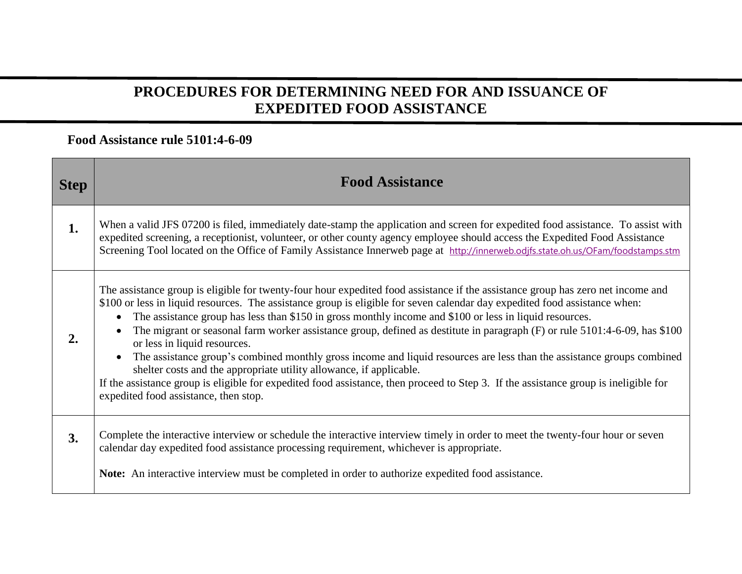# PROCEDURES FOR DETERMINING NEED FOR AND ISSUANCE OF EXPEDITED FOOD ASSISTANCE

**Food Assistance rule 5101:4-6-09**

| Step | Food Assistance |
|---|---|
| **1.** | When a valid JFS 07200 is filed, immediately date-stamp the application and screen for expedited food assistance. To assist with expedited screening, a receptionist, volunteer, or other county agency employee should access the Expedited Food Assistance Screening Tool located on the Office of Family Assistance Innerweb page at http://innerweb.odjfs.state.oh.us/OFam/foodstamps.stm |
| **2.** | The assistance group is eligible for twenty-four hour expedited food assistance if the assistance group has zero net income and \$100 or less in liquid resources. The assistance group is eligible for seven calendar day expedited food assistance when:<br>• The assistance group has less than \$150 in gross monthly income and \$100 or less in liquid resources.<br>• The migrant or seasonal farm worker assistance group, defined as destitute in paragraph (F) or rule 5101:4-6-09, has \$100 or less in liquid resources.<br>• The assistance group's combined monthly gross income and liquid resources are less than the assistance groups combined shelter costs and the appropriate utility allowance, if applicable.<br>If the assistance group is eligible for expedited food assistance, then proceed to Step 3. If the assistance group is ineligible for expedited food assistance, then stop. |
| **3.** | Complete the interactive interview or schedule the interactive interview timely in order to meet the twenty-four hour or seven calendar day expedited food assistance processing requirement, whichever is appropriate.<br><br>**Note:** An interactive interview must be completed in order to authorize expedited food assistance. |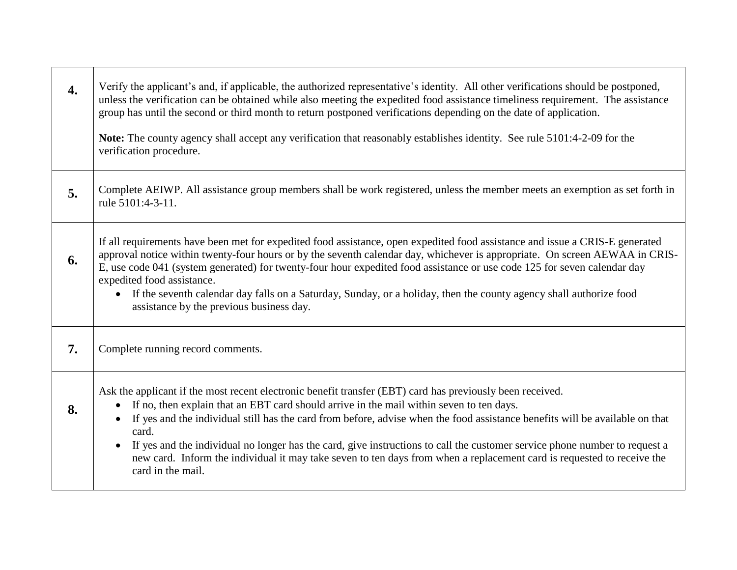| | |
|---|---|
| **4.** | Verify the applicant's and, if applicable, the authorized representative's identity. All other verifications should be postponed, unless the verification can be obtained while also meeting the expedited food assistance timeliness requirement. The assistance group has until the second or third month to return postponed verifications depending on the date of application.<br><br>**Note:** The county agency shall accept any verification that reasonably establishes identity. See rule 5101:4-2-09 for the verification procedure. |
| **5.** | Complete AEIWP. All assistance group members shall be work registered, unless the member meets an exemption as set forth in rule 5101:4-3-11. |
| **6.** | If all requirements have been met for expedited food assistance, open expedited food assistance and issue a CRIS-E generated approval notice within twenty-four hours or by the seventh calendar day, whichever is appropriate. On screen AEWAA in CRIS-E, use code 041 (system generated) for twenty-four hour expedited food assistance or use code 125 for seven calendar day expedited food assistance.<br>• If the seventh calendar day falls on a Saturday, Sunday, or a holiday, then the county agency shall authorize food assistance by the previous business day. |
| **7.** | Complete running record comments. |
| **8.** | Ask the applicant if the most recent electronic benefit transfer (EBT) card has previously been received.<br>• If no, then explain that an EBT card should arrive in the mail within seven to ten days.<br>• If yes and the individual still has the card from before, advise when the food assistance benefits will be available on that card.<br>• If yes and the individual no longer has the card, give instructions to call the customer service phone number to request a new card. Inform the individual it may take seven to ten days from when a replacement card is requested to receive the card in the mail. |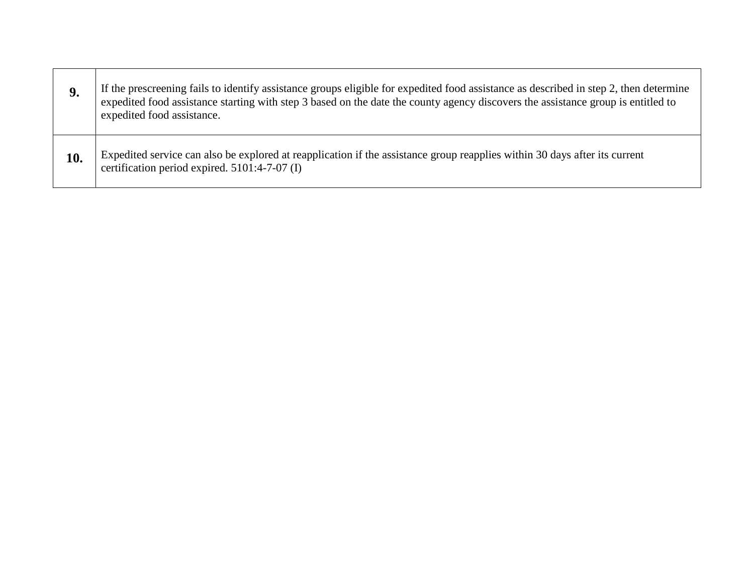| | |
|---|---|
| **9.** | If the prescreening fails to identify assistance groups eligible for expedited food assistance as described in step 2, then determine expedited food assistance starting with step 3 based on the date the county agency discovers the assistance group is entitled to expedited food assistance. |
| **10.** | Expedited service can also be explored at reapplication if the assistance group reapplies within 30 days after its current certification period expired. 5101:4-7-07 (I) |